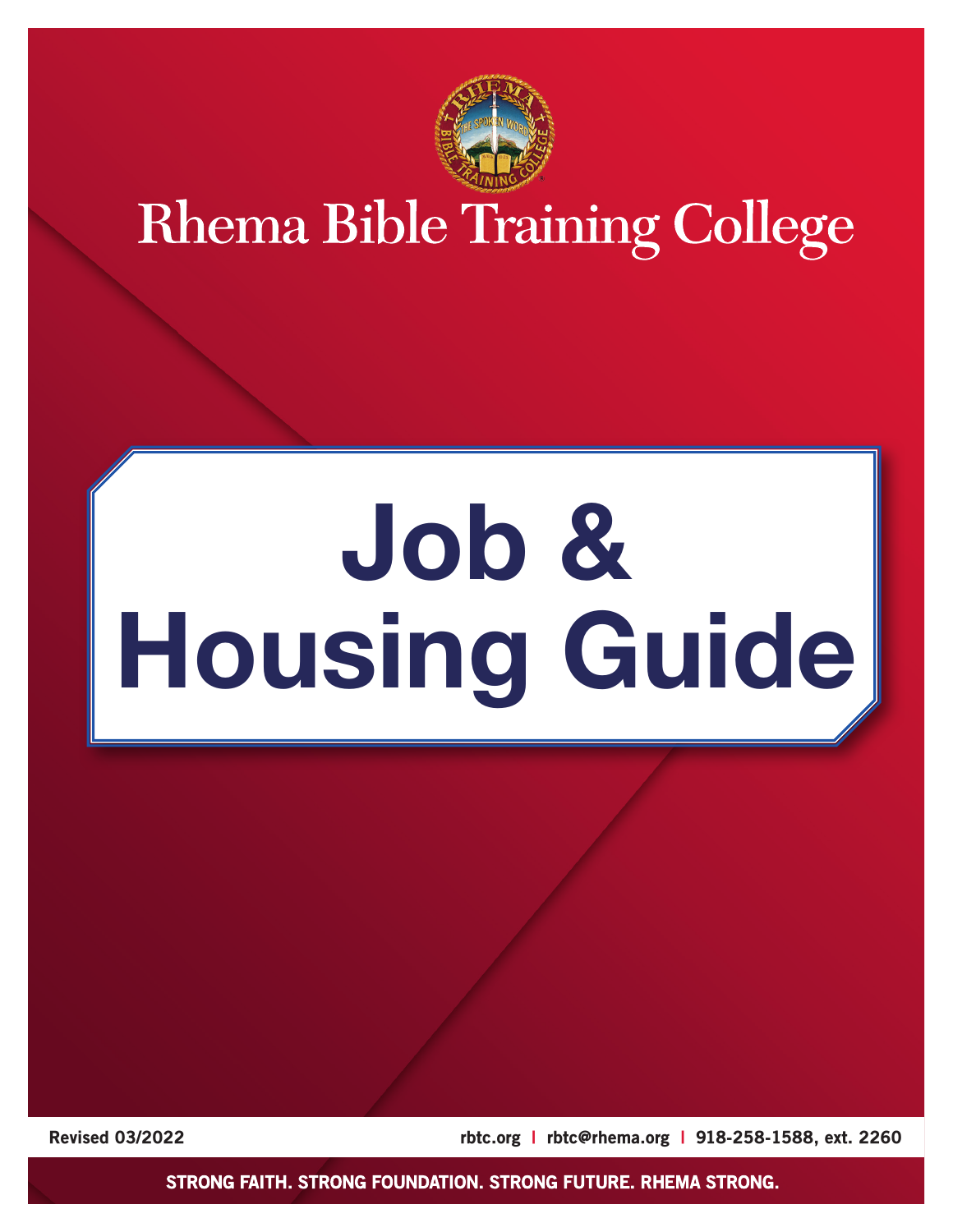# Rhema Bible Training College

# Job & Housing Guide

Revised 03/2022

rbtc.org | rbtc@rhema.org | 918-258-1588, ext. 2260

STRONG FAITH. STRONG FOUNDATION. STRONG FUTURE. RHEMA STRONG.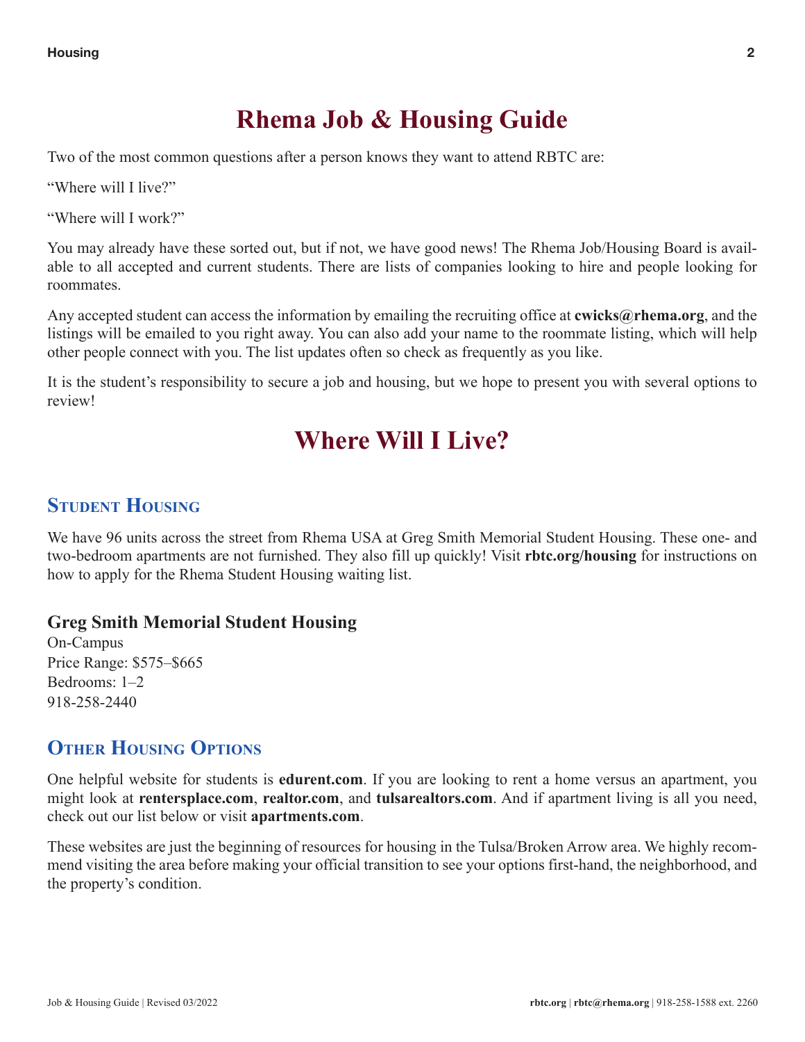# Rhema Job & Housing Guide

Two of the most common questions after a person knows they want to attend RBTC are:

"Where will I live?"

"Where will I work?"

You may already have these sorted out, but if not, we have good news! The Rhema Job/Housing Board is available to all accepted and current students. There are lists of companies looking to hire and people looking for roommates.

Any accepted student can access the information by emailing the recruiting office at **cwicks@rhema.org**, and the listings will be emailed to you right away. You can also add your name to the roommate listing, which will help other people connect with you. The list updates often so check as frequently as you like.

It is the student's responsibility to secure a job and housing, but we hope to present you with several options to review!

# Where Will I Live?

## Student Housing

We have 96 units across the street from Rhema USA at Greg Smith Memorial Student Housing. These one- and two-bedroom apartments are not furnished. They also fill up quickly! Visit **rbtc.org/housing** for instructions on how to apply for the Rhema Student Housing waiting list.

### Greg Smith Memorial Student Housing

On-Campus
Price Range: $575–$665
Bedrooms: 1–2
918-258-2440

## Other Housing Options

One helpful website for students is **edurent.com**. If you are looking to rent a home versus an apartment, you might look at **rentersplace.com**, **realtor.com**, and **tulsarealtors.com**. And if apartment living is all you need, check out our list below or visit **apartments.com**.

These websites are just the beginning of resources for housing in the Tulsa/Broken Arrow area. We highly recommend visiting the area before making your official transition to see your options first-hand, the neighborhood, and the property's condition.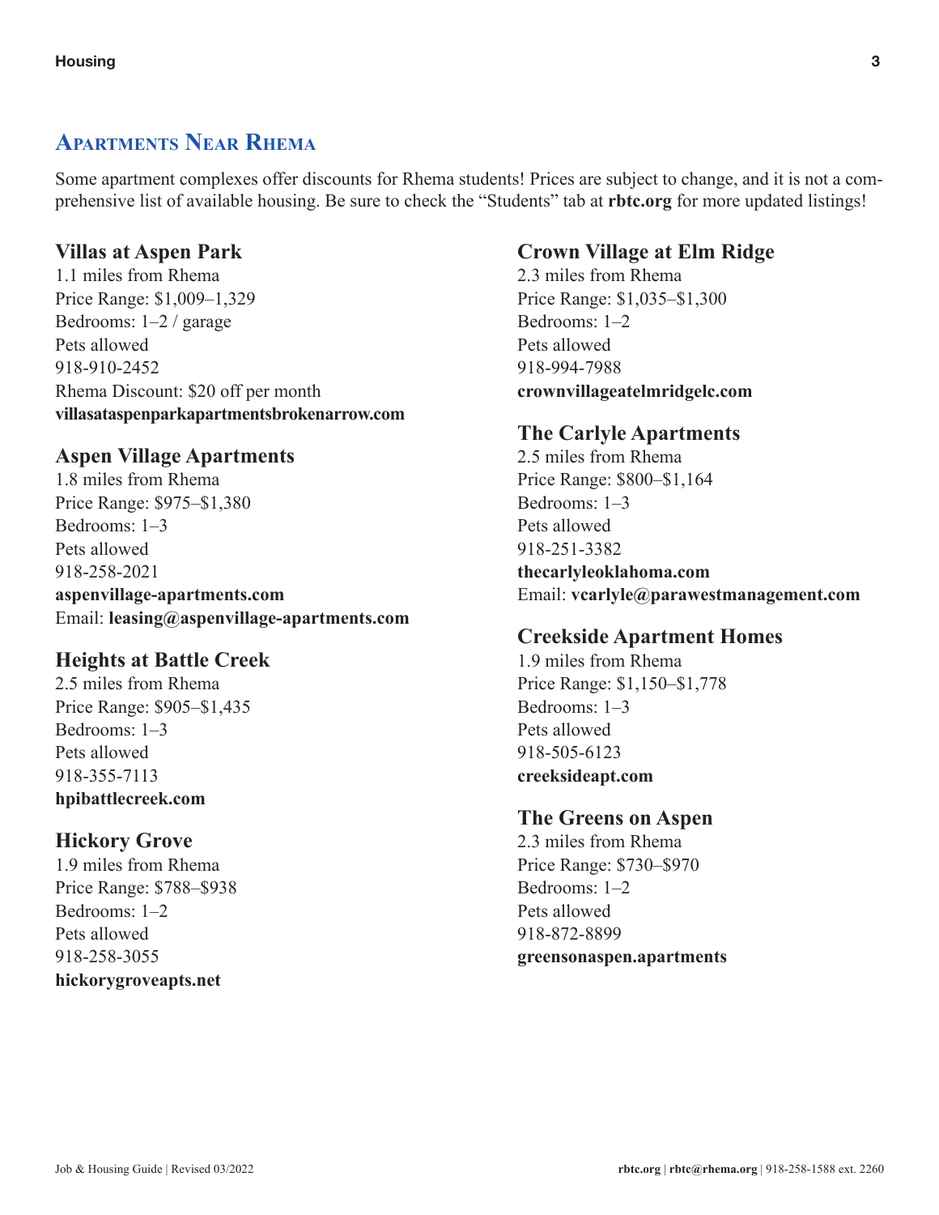## Apartments Near Rhema

Some apartment complexes offer discounts for Rhema students! Prices are subject to change, and it is not a comprehensive list of available housing. Be sure to check the "Students" tab at **rbtc.org** for more updated listings!

### Villas at Aspen Park

1.1 miles from Rhema
Price Range: $1,009–1,329
Bedrooms: 1–2 / garage
Pets allowed
918-910-2452
Rhema Discount: $20 off per month
**villasataspenparkapartmentsbrokenarrow.com**

### Aspen Village Apartments

1.8 miles from Rhema
Price Range: $975–$1,380
Bedrooms: 1–3
Pets allowed
918-258-2021
**aspenvillage-apartments.com**
Email: **leasing@aspenvillage-apartments.com**

### Heights at Battle Creek

2.5 miles from Rhema
Price Range: $905–$1,435
Bedrooms: 1–3
Pets allowed
918-355-7113
**hpibattlecreek.com**

### Hickory Grove

1.9 miles from Rhema
Price Range: $788–$938
Bedrooms: 1–2
Pets allowed
918-258-3055
**hickorygroveapts.net**

### Crown Village at Elm Ridge

2.3 miles from Rhema
Price Range: $1,035–$1,300
Bedrooms: 1–2
Pets allowed
918-994-7988
**crownvillageatelmridgelc.com**

### The Carlyle Apartments

2.5 miles from Rhema
Price Range: $800–$1,164
Bedrooms: 1–3
Pets allowed
918-251-3382
**thecarlyleoklahoma.com**
Email: **vcarlyle@parawestmanagement.com**

### Creekside Apartment Homes

1.9 miles from Rhema
Price Range: $1,150–$1,778
Bedrooms: 1–3
Pets allowed
918-505-6123
**creeksideapt.com**

### The Greens on Aspen

2.3 miles from Rhema
Price Range: $730–$970
Bedrooms: 1–2
Pets allowed
918-872-8899
**greensonaspen.apartments**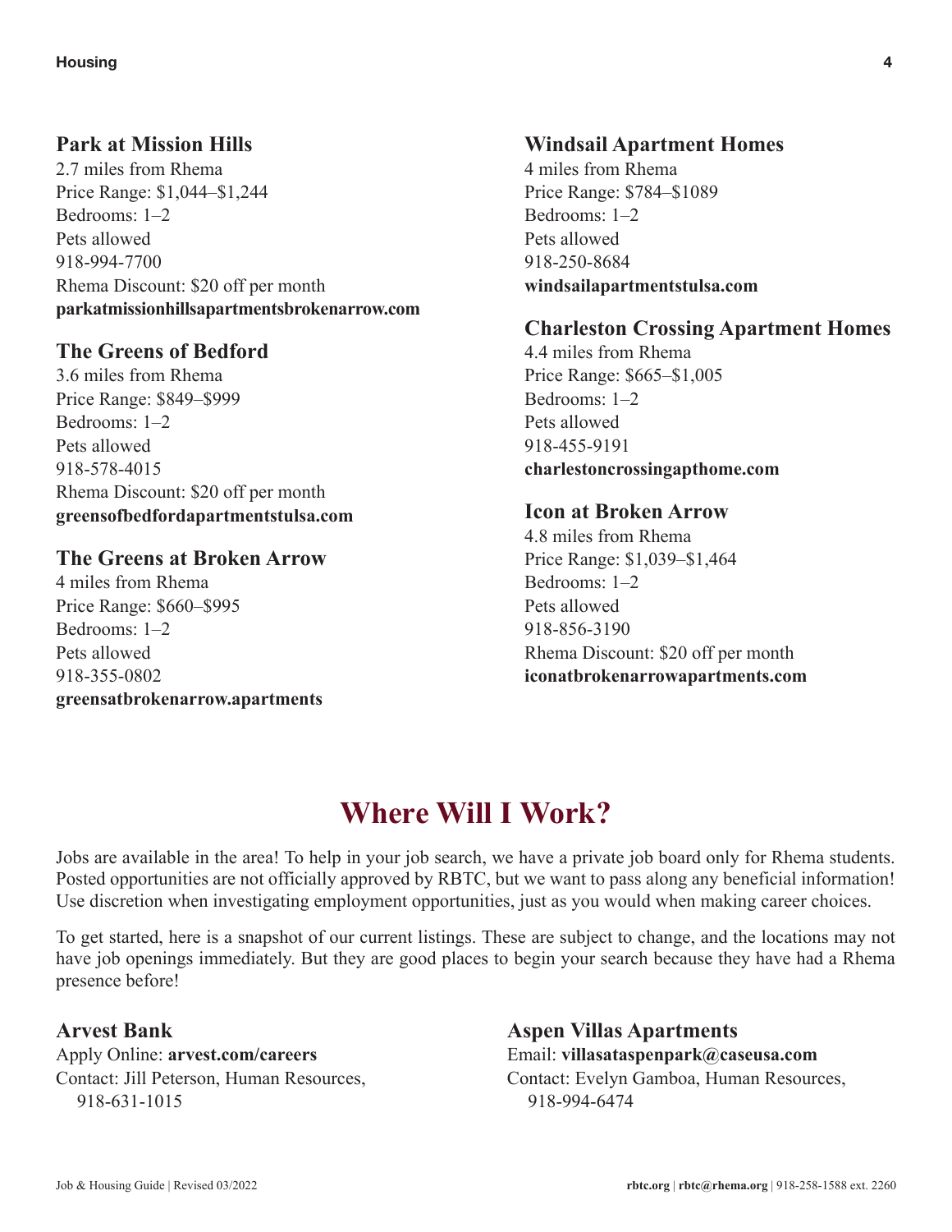### Park at Mission Hills

2.7 miles from Rhema
Price Range: $1,044–$1,244
Bedrooms: 1–2
Pets allowed
918-994-7700
Rhema Discount: $20 off per month
**parkatmissionhillsapartmentsbrokenarrow.com**

### The Greens of Bedford

3.6 miles from Rhema
Price Range: $849–$999
Bedrooms: 1–2
Pets allowed
918-578-4015
Rhema Discount: $20 off per month
**greensofbedfordapartmentstulsa.com**

### The Greens at Broken Arrow

4 miles from Rhema
Price Range: $660–$995
Bedrooms: 1–2
Pets allowed
918-355-0802
**greensatbrokenarrow.apartments**

### Windsail Apartment Homes

4 miles from Rhema
Price Range: $784–$1089
Bedrooms: 1–2
Pets allowed
918-250-8684
**windsailapartmentstulsa.com**

### Charleston Crossing Apartment Homes

4.4 miles from Rhema
Price Range: $665–$1,005
Bedrooms: 1–2
Pets allowed
918-455-9191
**charlestoncrossingapthome.com**

### Icon at Broken Arrow

4.8 miles from Rhema
Price Range: $1,039–$1,464
Bedrooms: 1–2
Pets allowed
918-856-3190
Rhema Discount: $20 off per month
**iconatbrokenarrowapartments.com**

## Where Will I Work?

Jobs are available in the area! To help in your job search, we have a private job board only for Rhema students. Posted opportunities are not officially approved by RBTC, but we want to pass along any beneficial information! Use discretion when investigating employment opportunities, just as you would when making career choices.

To get started, here is a snapshot of our current listings. These are subject to change, and the locations may not have job openings immediately. But they are good places to begin your search because they have had a Rhema presence before!

### Arvest Bank

Apply Online: **arvest.com/careers**
Contact: Jill Peterson, Human Resources, 918-631-1015

### Aspen Villas Apartments

Email: **villasataspenpark@caseusa.com**
Contact: Evelyn Gamboa, Human Resources, 918-994-6474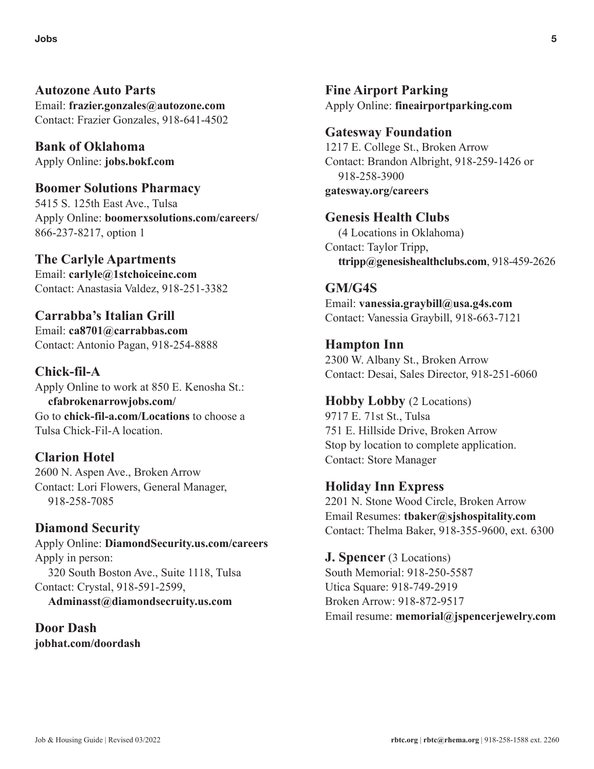### Autozone Auto Parts
Email: **frazier.gonzales@autozone.com**
Contact: Frazier Gonzales, 918-641-4502

### Bank of Oklahoma
Apply Online: **jobs.bokf.com**

### Boomer Solutions Pharmacy
5415 S. 125th East Ave., Tulsa
Apply Online: **boomerxsolutions.com/careers/**
866-237-8217, option 1

### The Carlyle Apartments
Email: **carlyle@1stchoiceinc.com**
Contact: Anastasia Valdez, 918-251-3382

### Carrabba's Italian Grill
Email: **ca8701@carrabbas.com**
Contact: Antonio Pagan, 918-254-8888

### Chick-fil-A
Apply Online to work at 850 E. Kenosha St.: **cfabrokenarrowjobs.com/**
Go to **chick-fil-a.com/Locations** to choose a Tulsa Chick-Fil-A location.

### Clarion Hotel
2600 N. Aspen Ave., Broken Arrow
Contact: Lori Flowers, General Manager, 918-258-7085

### Diamond Security
Apply Online: **DiamondSecurity.us.com/careers**
Apply in person:
320 South Boston Ave., Suite 1118, Tulsa
Contact: Crystal, 918-591-2599, **Adminasst@diamondsecruity.us.com**

### Door Dash
**jobhat.com/doordash**

### Fine Airport Parking
Apply Online: **fineairportparking.com**

### Gatesway Foundation
1217 E. College St., Broken Arrow
Contact: Brandon Albright, 918-259-1426 or 918-258-3900
**gatesway.org/careers**

### Genesis Health Clubs
(4 Locations in Oklahoma)
Contact: Taylor Tripp, **ttripp@genesishealthclubs.com**, 918-459-2626

### GM/G4S
Email: **vanessia.graybill@usa.g4s.com**
Contact: Vanessia Graybill, 918-663-7121

### Hampton Inn
2300 W. Albany St., Broken Arrow
Contact: Desai, Sales Director, 918-251-6060

### Hobby Lobby (2 Locations)
9717 E. 71st St., Tulsa
751 E. Hillside Drive, Broken Arrow
Stop by location to complete application.
Contact: Store Manager

### Holiday Inn Express
2201 N. Stone Wood Circle, Broken Arrow
Email Resumes: **tbaker@sjshospitality.com**
Contact: Thelma Baker, 918-355-9600, ext. 6300

### J. Spencer (3 Locations)
South Memorial: 918-250-5587
Utica Square: 918-749-2919
Broken Arrow: 918-872-9517
Email resume: **memorial@jspencerjewelry.com**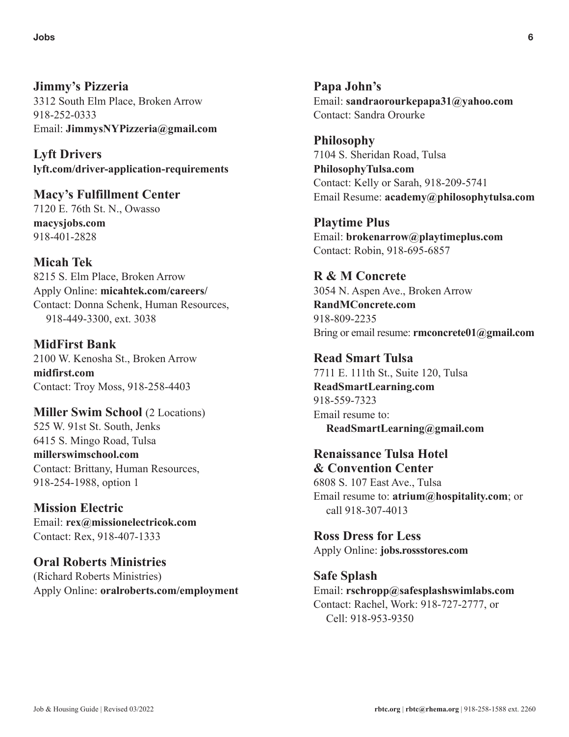**Jimmy's Pizzeria**
3312 South Elm Place, Broken Arrow
918-252-0333
Email: **JimmysNYPizzeria@gmail.com**

**Lyft Drivers**
**lyft.com/driver-application-requirements**

**Macy's Fulfillment Center**
7120 E. 76th St. N., Owasso
**macysjobs.com**
918-401-2828

**Micah Tek**
8215 S. Elm Place, Broken Arrow
Apply Online: **micahtek.com/careers/**
Contact: Donna Schenk, Human Resources, 918-449-3300, ext. 3038

**MidFirst Bank**
2100 W. Kenosha St., Broken Arrow
**midfirst.com**
Contact: Troy Moss, 918-258-4403

**Miller Swim School** (2 Locations)
525 W. 91st St. South, Jenks
6415 S. Mingo Road, Tulsa
**millerswimschool.com**
Contact: Brittany, Human Resources, 918-254-1988, option 1

**Mission Electric**
Email: **rex@missionelectricok.com**
Contact: Rex, 918-407-1333

**Oral Roberts Ministries**
(Richard Roberts Ministries)
Apply Online: **oralroberts.com/employment**

**Papa John's**
Email: **sandraorourkepapa31@yahoo.com**
Contact: Sandra Orourke

**Philosophy**
7104 S. Sheridan Road, Tulsa
**PhilosophyTulsa.com**
Contact: Kelly or Sarah, 918-209-5741
Email Resume: **academy@philosophytulsa.com**

**Playtime Plus**
Email: **brokenarrow@playtimeplus.com**
Contact: Robin, 918-695-6857

**R & M Concrete**
3054 N. Aspen Ave., Broken Arrow
**RandMConcrete.com**
918-809-2235
Bring or email resume: **rmconcrete01@gmail.com**

**Read Smart Tulsa**
7711 E. 111th St., Suite 120, Tulsa
**ReadSmartLearning.com**
918-559-7323
Email resume to: **ReadSmartLearning@gmail.com**

**Renaissance Tulsa Hotel & Convention Center**
6808 S. 107 East Ave., Tulsa
Email resume to: **atrium@hospitality.com**; or call 918-307-4013

**Ross Dress for Less**
Apply Online: **jobs.rossstores.com**

**Safe Splash**
Email: **rschropp@safesplashswimlabs.com**
Contact: Rachel, Work: 918-727-2777, or Cell: 918-953-9350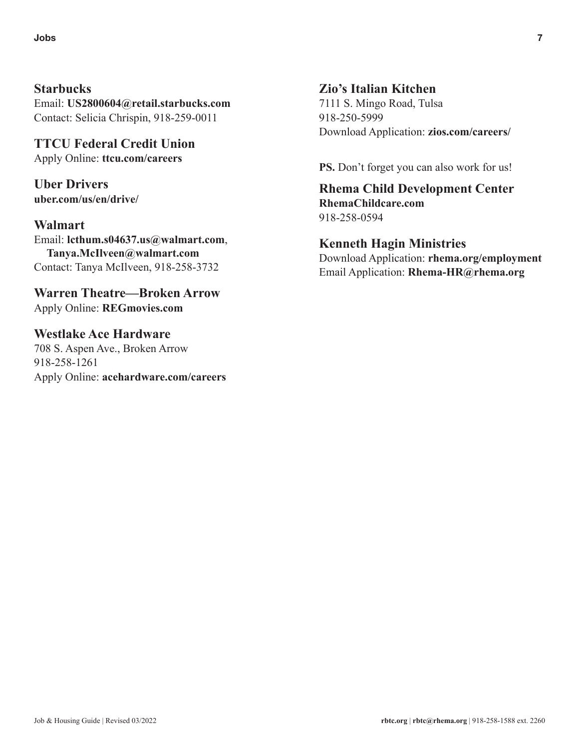### Starbucks

Email: **US2800604@retail.starbucks.com**
Contact: Selicia Chrispin, 918-259-0011

### TTCU Federal Credit Union

Apply Online: **ttcu.com/careers**

### Uber Drivers

**uber.com/us/en/drive/**

### Walmart

Email: **lcthum.s04637.us@walmart.com**, **Tanya.McIlveen@walmart.com**
Contact: Tanya McIlveen, 918-258-3732

### Warren Theatre—Broken Arrow

Apply Online: **REGmovies.com**

### Westlake Ace Hardware

708 S. Aspen Ave., Broken Arrow
918-258-1261
Apply Online: **acehardware.com/careers**

### Zio's Italian Kitchen

7111 S. Mingo Road, Tulsa
918-250-5999
Download Application: **zios.com/careers/**

**PS.** Don't forget you can also work for us!

### Rhema Child Development Center

**RhemaChildcare.com**
918-258-0594

### Kenneth Hagin Ministries

Download Application: **rhema.org/employment**
Email Application: **Rhema-HR@rhema.org**